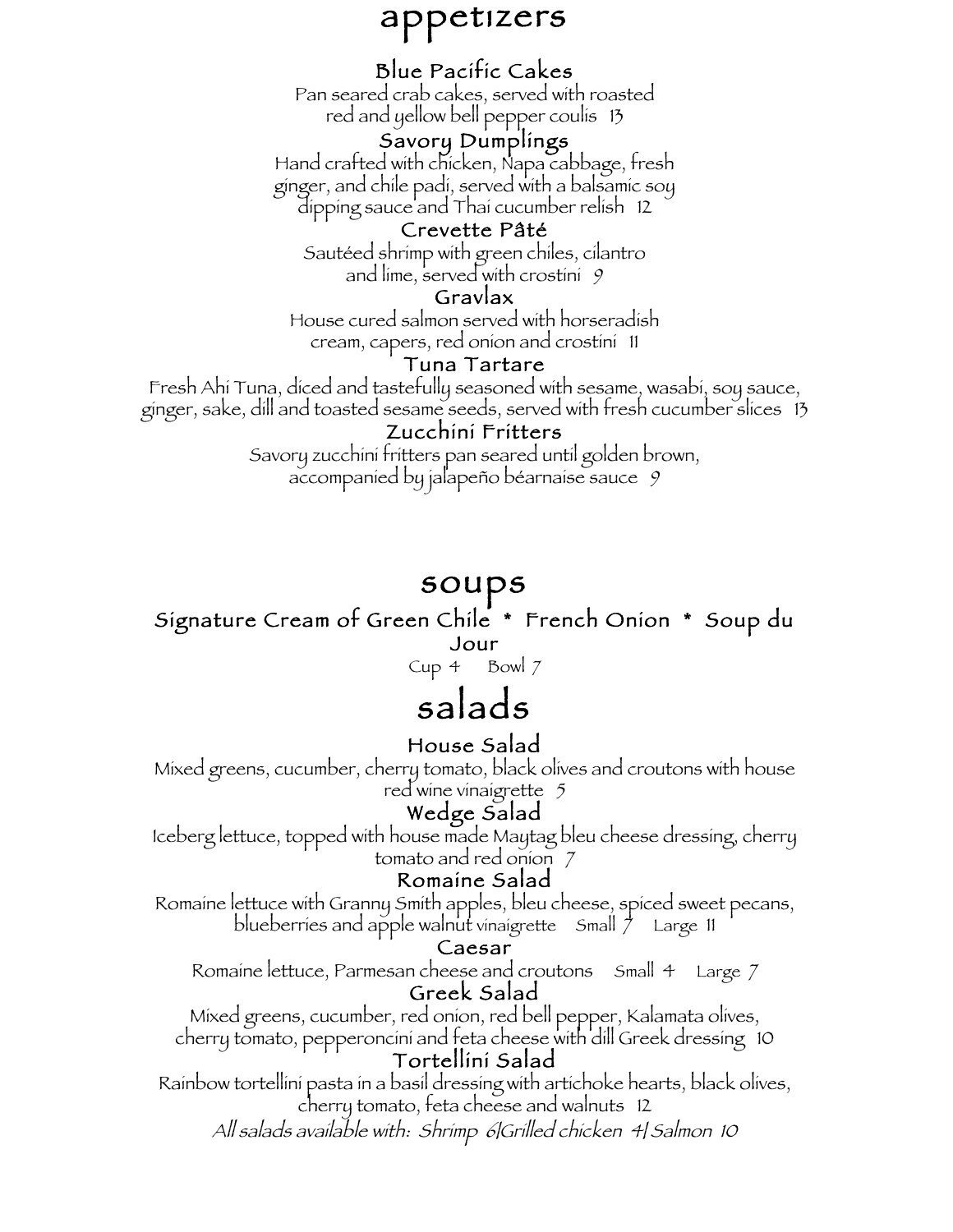# appetizers

### Blue Pacific Cakes

Pan seared crab cakes, served with roasted red and yellow bell pepper coulis 13

### Savory Dumplings

Hand crafted with chicken, Napa cabbage, fresh ginger, and chile padi, served with a balsamic soy dipping sauce and Thai cucumber relish 12

### Crevette Pâté

Sautéed shrimp with green chiles, cilantro and lime, served with crostini 9

### Gravlax

House cured salmon served with horseradish cream, capers, red onion and crostini 11

### Tuna Tartare

Fresh Ahi Tuna, diced and tastefully seasoned with sesame, wasabi, soy sauce, ginger, sake, dill and toasted sesame seeds, served with fresh cucumber slices 13

### Zucchini Fritters

Savory zucchini fritters pan seared until golden brown, accompanied by jalapeño béarnaise sauce 9

# soups

### Signature Cream of Green Chile * French Onion * Soup du Jour

Cup 4 Bowl 7

# salads

### House Salad

Mixed greens, cucumber, cherry tomato, black olives and croutons with house red wine vinaigrette 5

### Wedge Salad

Iceberg lettuce, topped with house made Maytag bleu cheese dressing, cherry tomato and red onion 7

### Romaine Salad

Romaine lettuce with Granny Smith apples, bleu cheese, spiced sweet pecans, blueberries and apple walnut vinaigrette Small 7 Large 11

### Caesar

Romaine lettuce, Parmesan cheese and croutons Small 4 Large 7

### Greek Salad

Mixed greens, cucumber, red onion, red bell pepper, Kalamata olives, cherry tomato, pepperoncini and feta cheese with dill Greek dressing 10

### Tortellini Salad

Rainbow tortellini pasta in a basil dressing with artichoke hearts, black olives, cherry tomato, feta cheese and walnuts 12

*All salads available with: Shrimp 6|Grilled chicken 4| Salmon 10*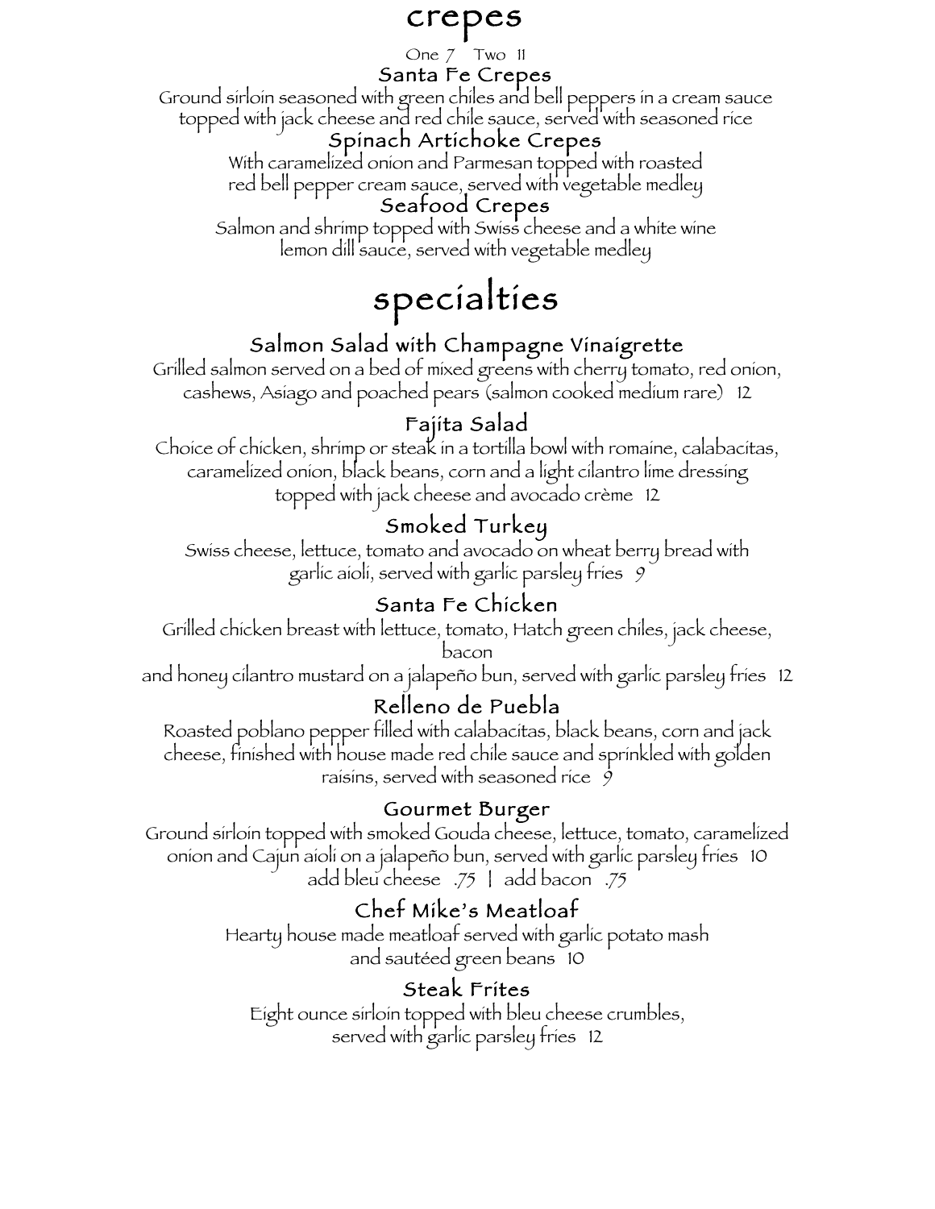# crepes

One 7 Two 11

### Santa Fe Crepes

Ground sirloin seasoned with green chiles and bell peppers in a cream sauce topped with jack cheese and red chile sauce, served with seasoned rice

### Spinach Artichoke Crepes

With caramelized onion and Parmesan topped with roasted red bell pepper cream sauce, served with vegetable medley

### Seafood Crepes

Salmon and shrimp topped with Swiss cheese and a white wine lemon dill sauce, served with vegetable medley

# specialties

### Salmon Salad with Champagne Vinaigrette

Grilled salmon served on a bed of mixed greens with cherry tomato, red onion, cashews, Asiago and poached pears (salmon cooked medium rare) 12

### Fajita Salad

Choice of chicken, shrimp or steak in a tortilla bowl with romaine, calabacitas, caramelized onion, black beans, corn and a light cilantro lime dressing topped with jack cheese and avocado crème 12

### Smoked Turkey

Swiss cheese, lettuce, tomato and avocado on wheat berry bread with garlic aioli, served with garlic parsley fries 9

### Santa Fe Chicken

Grilled chicken breast with lettuce, tomato, Hatch green chiles, jack cheese, bacon
and honey cilantro mustard on a jalapeño bun, served with garlic parsley fries 12

### Relleno de Puebla

Roasted poblano pepper filled with calabacitas, black beans, corn and jack cheese, finished with house made red chile sauce and sprinkled with golden raisins, served with seasoned rice 9

### Gourmet Burger

Ground sirloin topped with smoked Gouda cheese, lettuce, tomato, caramelized onion and Cajun aioli on a jalapeño bun, served with garlic parsley fries 10
add bleu cheese .75 | add bacon .75

### Chef Mike's Meatloaf

Hearty house made meatloaf served with garlic potato mash and sautéed green beans 10

### Steak Frites

Eight ounce sirloin topped with bleu cheese crumbles, served with garlic parsley fries 12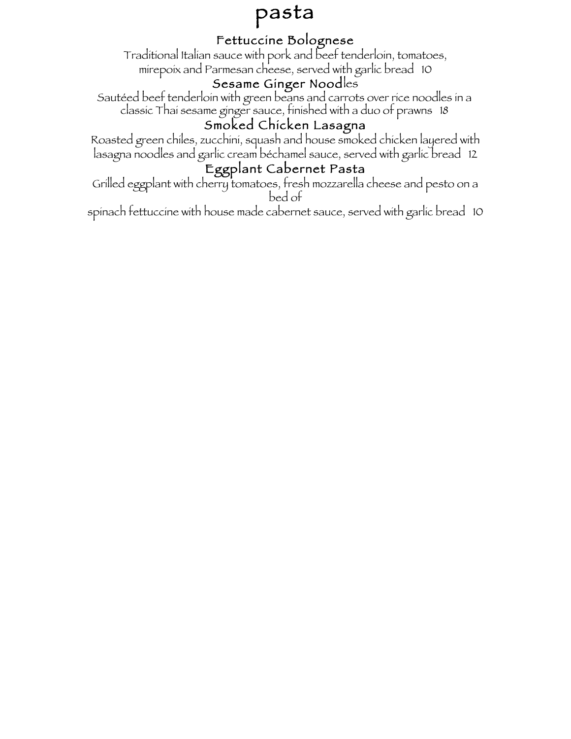# pasta

## Fettuccine Bolognese

Traditional Italian sauce with pork and beef tenderloin, tomatoes, mirepoix and Parmesan cheese, served with garlic bread 10

## Sesame Ginger Noodles

Sautéed beef tenderloin with green beans and carrots over rice noodles in a classic Thai sesame ginger sauce, finished with a duo of prawns 18

## Smoked Chicken Lasagna

Roasted green chiles, zucchini, squash and house smoked chicken layered with lasagna noodles and garlic cream béchamel sauce, served with garlic bread 12

## Eggplant Cabernet Pasta

Grilled eggplant with cherry tomatoes, fresh mozzarella cheese and pesto on a bed of spinach fettuccine with house made cabernet sauce, served with garlic bread 10